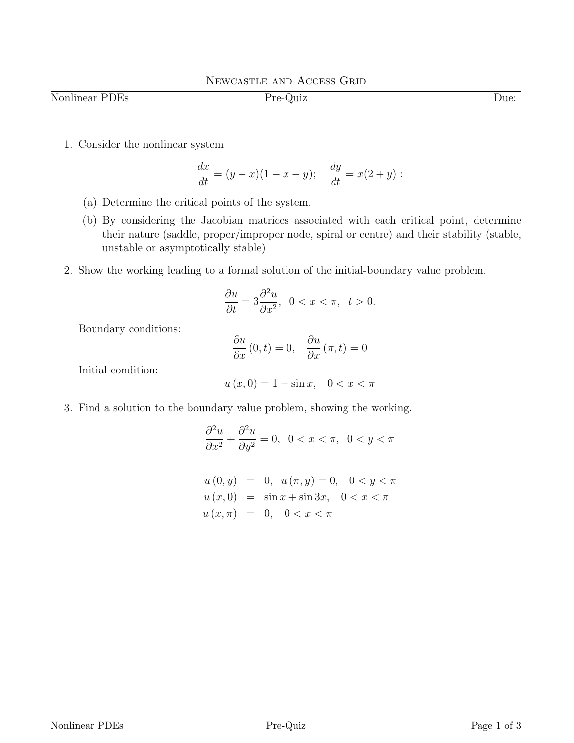# Newcastle and Access Grid

Nonlinear PDEs | Pre-Quiz | Due:

1. Consider the nonlinear system

$$\frac{dx}{dt} = (y - x)(1 - x - y); \quad \frac{dy}{dt} = x(2 + y):$$

   (a) Determine the critical points of the system.

   (b) By considering the Jacobian matrices associated with each critical point, determine their nature (saddle, proper/improper node, spiral or centre) and their stability (stable, unstable or asymptotically stable)

2. Show the working leading to a formal solution of the initial-boundary value problem.

$$\frac{\partial u}{\partial t} = 3\frac{\partial^2 u}{\partial x^2}, \quad 0 < x < \pi, \quad t > 0.$$

   Boundary conditions:

$$\frac{\partial u}{\partial x}(0, t) = 0, \quad \frac{\partial u}{\partial x}(\pi, t) = 0$$

   Initial condition:

$$u(x, 0) = 1 - \sin x, \quad 0 < x < \pi$$

3. Find a solution to the boundary value problem, showing the working.

$$\frac{\partial^2 u}{\partial x^2} + \frac{\partial^2 u}{\partial y^2} = 0, \quad 0 < x < \pi, \quad 0 < y < \pi$$

$$\begin{aligned}
u(0, y) &= 0, \quad u(\pi, y) = 0, \quad 0 < y < \pi \\
u(x, 0) &= \sin x + \sin 3x, \quad 0 < x < \pi \\
u(x, \pi) &= 0, \quad 0 < x < \pi
\end{aligned}$$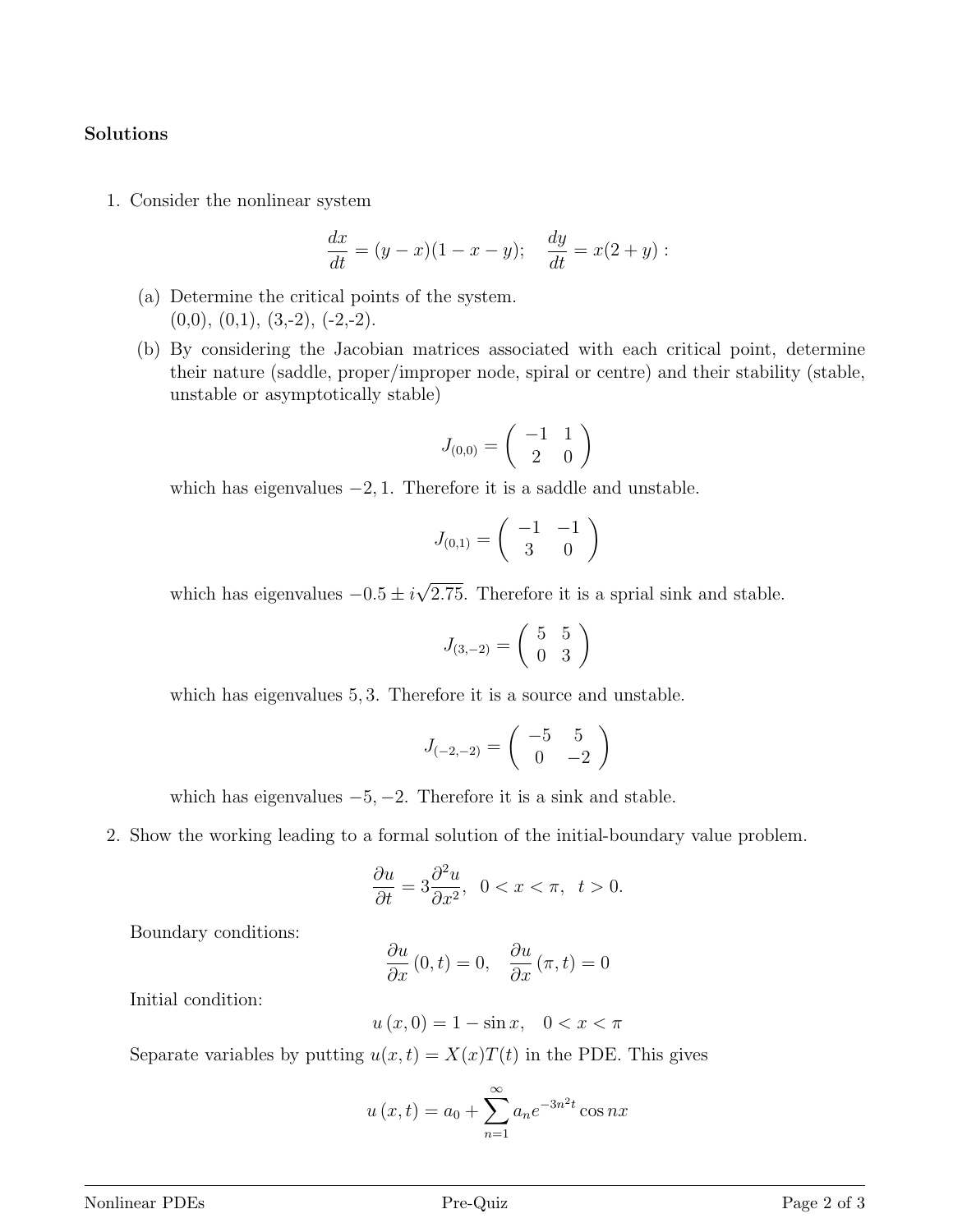**Solutions**

1. Consider the nonlinear system

$$\frac{dx}{dt} = (y - x)(1 - x - y); \quad \frac{dy}{dt} = x(2 + y):$$

   (a) Determine the critical points of the system.
   (0,0), (0,1), (3,-2), (-2,-2).

   (b) By considering the Jacobian matrices associated with each critical point, determine their nature (saddle, proper/improper node, spiral or centre) and their stability (stable, unstable or asymptotically stable)

$$J_{(0,0)} = \begin{pmatrix} -1 & 1 \\ 2 & 0 \end{pmatrix}$$

   which has eigenvalues $-2, 1$. Therefore it is a saddle and unstable.

$$J_{(0,1)} = \begin{pmatrix} -1 & -1 \\ 3 & 0 \end{pmatrix}$$

   which has eigenvalues $-0.5 \pm i\sqrt{2.75}$. Therefore it is a sprial sink and stable.

$$J_{(3,-2)} = \begin{pmatrix} 5 & 5 \\ 0 & 3 \end{pmatrix}$$

   which has eigenvalues $5, 3$. Therefore it is a source and unstable.

$$J_{(-2,-2)} = \begin{pmatrix} -5 & 5 \\ 0 & -2 \end{pmatrix}$$

   which has eigenvalues $-5, -2$. Therefore it is a sink and stable.

2. Show the working leading to a formal solution of the initial-boundary value problem.

$$\frac{\partial u}{\partial t} = 3\frac{\partial^2 u}{\partial x^2}, \quad 0 < x < \pi, \quad t > 0.$$

   Boundary conditions:

$$\frac{\partial u}{\partial x}(0, t) = 0, \quad \frac{\partial u}{\partial x}(\pi, t) = 0$$

   Initial condition:

$$u(x, 0) = 1 - \sin x, \quad 0 < x < \pi$$

   Separate variables by putting $u(x,t) = X(x)T(t)$ in the PDE. This gives

$$u(x, t) = a_0 + \sum_{n=1}^{\infty} a_n e^{-3n^2 t} \cos nx$$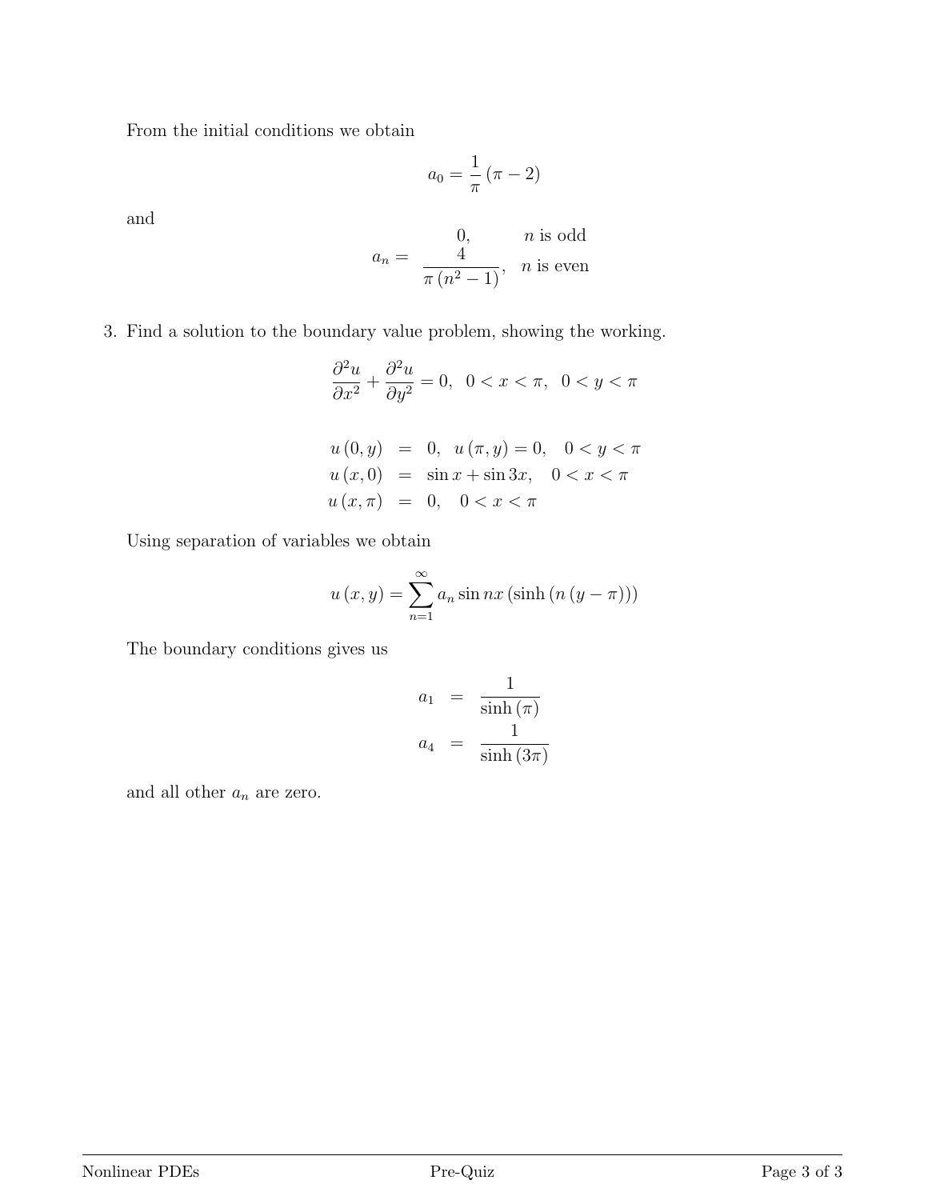From the initial conditions we obtain

$$a_0 = \frac{1}{\pi}(\pi - 2)$$

and

$$a_n = \begin{array}{cc} 0, & n \text{ is odd} \\ \dfrac{4}{\pi(n^2 - 1)}, & n \text{ is even} \end{array}$$

3. Find a solution to the boundary value problem, showing the working.

$$\frac{\partial^2 u}{\partial x^2} + \frac{\partial^2 u}{\partial y^2} = 0, \quad 0 < x < \pi, \quad 0 < y < \pi$$

$$\begin{aligned} u(0, y) &= 0, \quad u(\pi, y) = 0, \quad 0 < y < \pi \\ u(x, 0) &= \sin x + \sin 3x, \quad 0 < x < \pi \\ u(x, \pi) &= 0, \quad 0 < x < \pi \end{aligned}$$

Using separation of variables we obtain

$$u(x, y) = \sum_{n=1}^{\infty} a_n \sin nx \left(\sinh\left(n(y - \pi)\right)\right)$$

The boundary conditions gives us

$$\begin{aligned} a_1 &= \frac{1}{\sinh(\pi)} \\ a_4 &= \frac{1}{\sinh(3\pi)} \end{aligned}$$

and all other $a_n$ are zero.